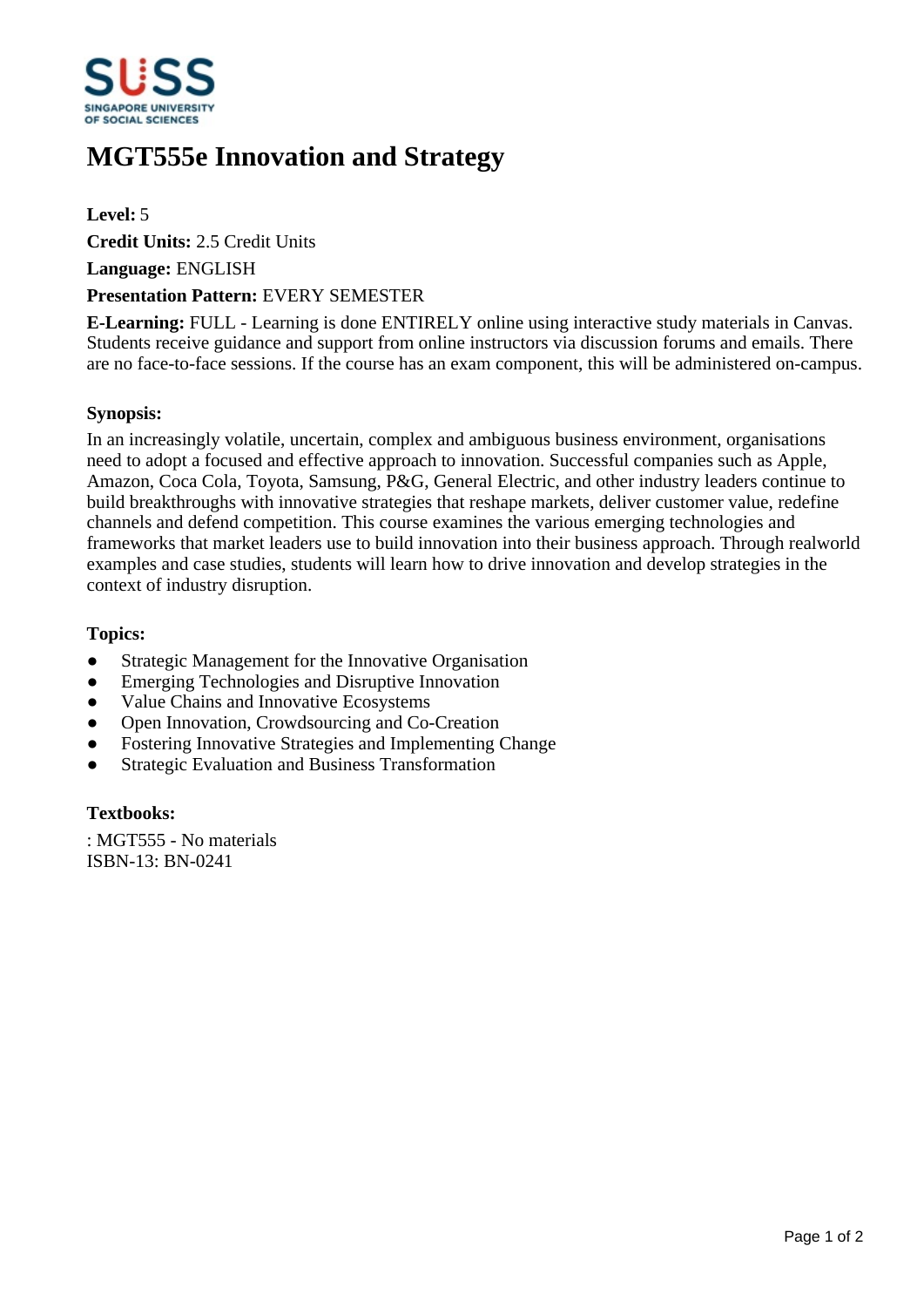# MGT555e Innovation and Strategy

**Level:** 5

**Credit Units:** 2.5 Credit Units

**Language:** ENGLISH

**Presentation Pattern:** EVERY SEMESTER

**E-Learning:** FULL - Learning is done ENTIRELY online using interactive study materials in Canvas. Students receive guidance and support from online instructors via discussion forums and emails. There are no face-to-face sessions. If the course has an exam component, this will be administered on-campus.

### Synopsis:

In an increasingly volatile, uncertain, complex and ambiguous business environment, organisations need to adopt a focused and effective approach to innovation. Successful companies such as Apple, Amazon, Coca Cola, Toyota, Samsung, P&G, General Electric, and other industry leaders continue to build breakthroughs with innovative strategies that reshape markets, deliver customer value, redefine channels and defend competition. This course examines the various emerging technologies and frameworks that market leaders use to build innovation into their business approach. Through realworld examples and case studies, students will learn how to drive innovation and develop strategies in the context of industry disruption.

### Topics:

- Strategic Management for the Innovative Organisation
- Emerging Technologies and Disruptive Innovation
- Value Chains and Innovative Ecosystems
- Open Innovation, Crowdsourcing and Co-Creation
- Fostering Innovative Strategies and Implementing Change
- Strategic Evaluation and Business Transformation

### Textbooks:

: MGT555 - No materials
ISBN-13: BN-0241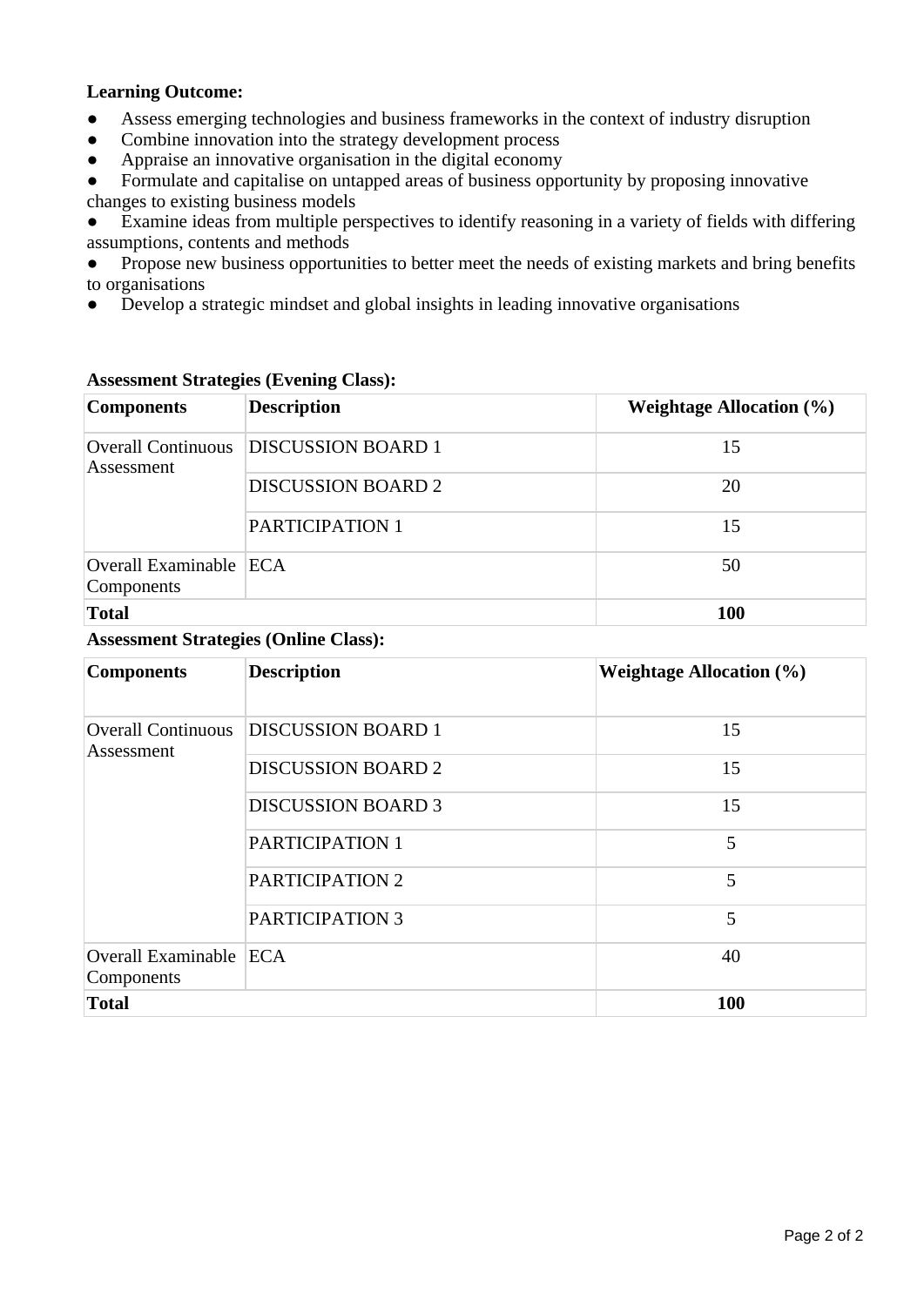**Learning Outcome:**

- Assess emerging technologies and business frameworks in the context of industry disruption
- Combine innovation into the strategy development process
- Appraise an innovative organisation in the digital economy
- Formulate and capitalise on untapped areas of business opportunity by proposing innovative changes to existing business models
- Examine ideas from multiple perspectives to identify reasoning in a variety of fields with differing assumptions, contents and methods
- Propose new business opportunities to better meet the needs of existing markets and bring benefits to organisations
- Develop a strategic mindset and global insights in leading innovative organisations

**Assessment Strategies (Evening Class):**

| Components | Description | Weightage Allocation (%) |
|---|---|---|
| Overall Continuous Assessment | DISCUSSION BOARD 1 | 15 |
| | DISCUSSION BOARD 2 | 20 |
| | PARTICIPATION 1 | 15 |
| Overall Examinable Components | ECA | 50 |
| **Total** | | **100** |

**Assessment Strategies (Online Class):**

| Components | Description | Weightage Allocation (%) |
|---|---|---|
| Overall Continuous Assessment | DISCUSSION BOARD 1 | 15 |
| | DISCUSSION BOARD 2 | 15 |
| | DISCUSSION BOARD 3 | 15 |
| | PARTICIPATION 1 | 5 |
| | PARTICIPATION 2 | 5 |
| | PARTICIPATION 3 | 5 |
| Overall Examinable Components | ECA | 40 |
| **Total** | | **100** |